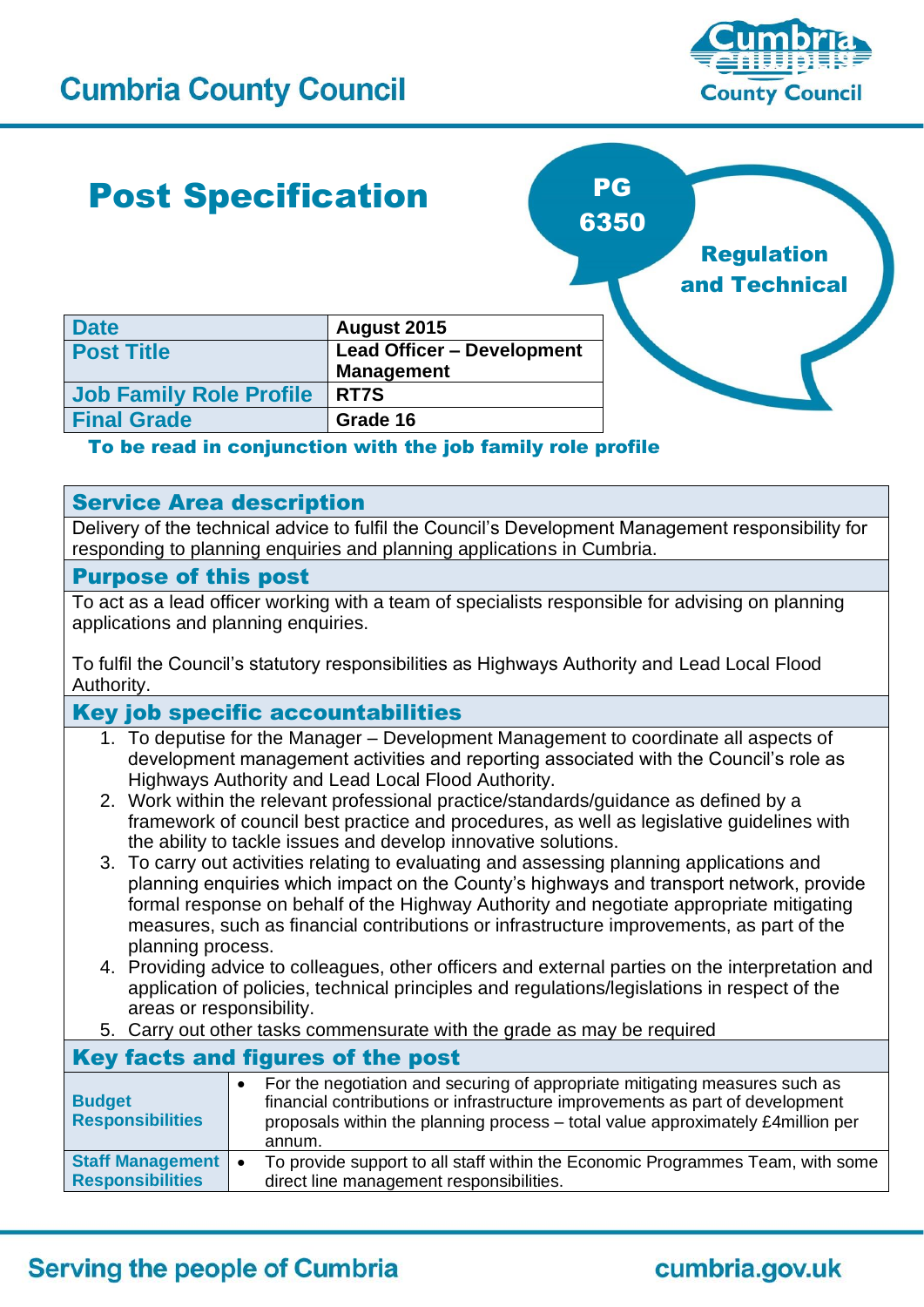# Cumbria County Council

## Post Specification

**PG 6350**

**Regulation and Technical**

| Date | August 2015 |
|---|---|
| Post Title | Lead Officer – Development Management |
| Job Family Role Profile | RT7S |
| Final Grade | Grade 16 |

**To be read in conjunction with the job family role profile**

### Service Area description

Delivery of the technical advice to fulfil the Council's Development Management responsibility for responding to planning enquiries and planning applications in Cumbria.

### Purpose of this post

To act as a lead officer working with a team of specialists responsible for advising on planning applications and planning enquiries.

To fulfil the Council's statutory responsibilities as Highways Authority and Lead Local Flood Authority.

### Key job specific accountabilities

1. To deputise for the Manager – Development Management to coordinate all aspects of development management activities and reporting associated with the Council's role as Highways Authority and Lead Local Flood Authority.
2. Work within the relevant professional practice/standards/guidance as defined by a framework of council best practice and procedures, as well as legislative guidelines with the ability to tackle issues and develop innovative solutions.
3. To carry out activities relating to evaluating and assessing planning applications and planning enquiries which impact on the County's highways and transport network, provide formal response on behalf of the Highway Authority and negotiate appropriate mitigating measures, such as financial contributions or infrastructure improvements, as part of the planning process.
4. Providing advice to colleagues, other officers and external parties on the interpretation and application of policies, technical principles and regulations/legislations in respect of the areas or responsibility.
5. Carry out other tasks commensurate with the grade as may be required

### Key facts and figures of the post

| | |
|---|---|
| **Budget Responsibilities** | • For the negotiation and securing of appropriate mitigating measures such as financial contributions or infrastructure improvements as part of development proposals within the planning process – total value approximately £4million per annum. |
| **Staff Management Responsibilities** | • To provide support to all staff within the Economic Programmes Team, with some direct line management responsibilities. |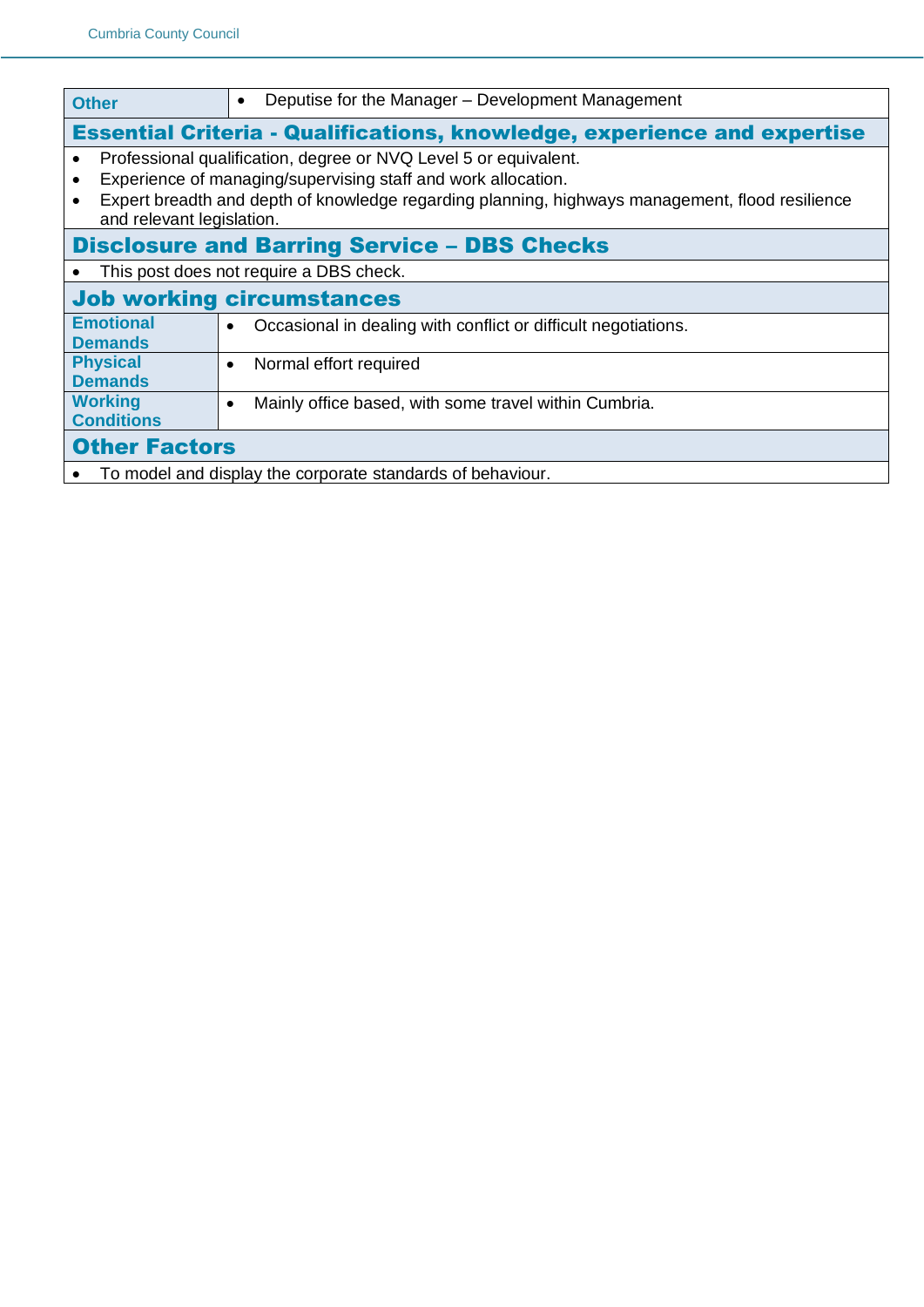| | |
|---|---|
| **Other** | • Deputise for the Manager – Development Management |

## Essential Criteria - Qualifications, knowledge, experience and expertise

- Professional qualification, degree or NVQ Level 5 or equivalent.
- Experience of managing/supervising staff and work allocation.
- Expert breadth and depth of knowledge regarding planning, highways management, flood resilience and relevant legislation.

## Disclosure and Barring Service – DBS Checks

- This post does not require a DBS check.

## Job working circumstances

| | |
|---|---|
| **Emotional Demands** | • Occasional in dealing with conflict or difficult negotiations. |
| **Physical Demands** | • Normal effort required |
| **Working Conditions** | • Mainly office based, with some travel within Cumbria. |

## Other Factors

- To model and display the corporate standards of behaviour.